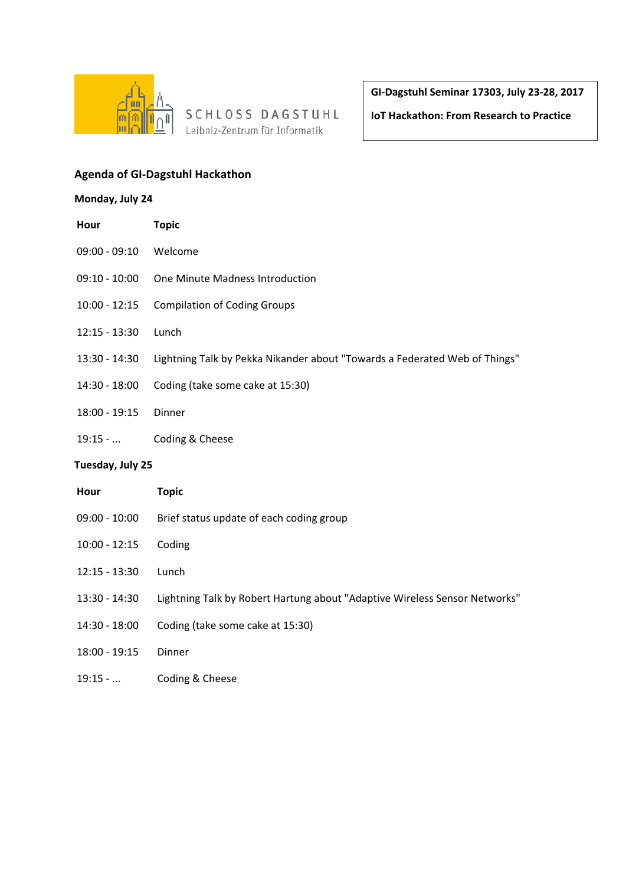SCHLOSS DAGSTUHL
Leibniz-Zentrum für Informatik

**GI-Dagstuhl Seminar 17303, July 23-28, 2017**

**IoT Hackathon: From Research to Practice**

## Agenda of GI-Dagstuhl Hackathon

### Monday, July 24

| Hour | Topic |
| --- | --- |
| 09:00 - 09:10 | Welcome |
| 09:10 - 10:00 | One Minute Madness Introduction |
| 10:00 - 12:15 | Compilation of Coding Groups |
| 12:15 - 13:30 | Lunch |
| 13:30 - 14:30 | Lightning Talk by Pekka Nikander about "Towards a Federated Web of Things" |
| 14:30 - 18:00 | Coding (take some cake at 15:30) |
| 18:00 - 19:15 | Dinner |
| 19:15 - ... | Coding & Cheese |

### Tuesday, July 25

| Hour | Topic |
| --- | --- |
| 09:00 - 10:00 | Brief status update of each coding group |
| 10:00 - 12:15 | Coding |
| 12:15 - 13:30 | Lunch |
| 13:30 - 14:30 | Lightning Talk by Robert Hartung about "Adaptive Wireless Sensor Networks" |
| 14:30 - 18:00 | Coding (take some cake at 15:30) |
| 18:00 - 19:15 | Dinner |
| 19:15 - ... | Coding & Cheese |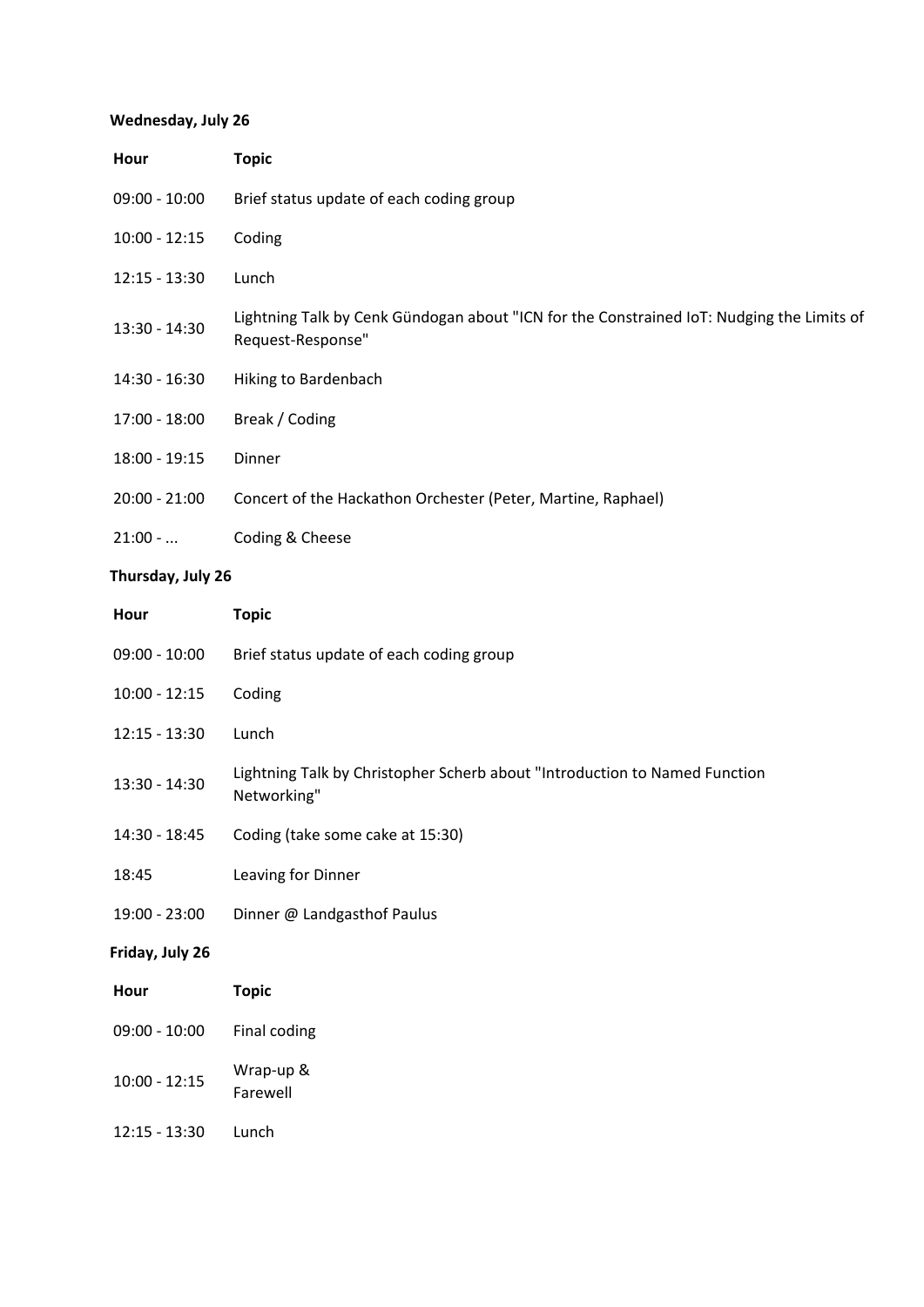**Wednesday, July 26**

| Hour | Topic |
| --- | --- |
| 09:00 - 10:00 | Brief status update of each coding group |
| 10:00 - 12:15 | Coding |
| 12:15 - 13:30 | Lunch |
| 13:30 - 14:30 | Lightning Talk by Cenk Gündogan about "ICN for the Constrained IoT: Nudging the Limits of Request-Response" |
| 14:30 - 16:30 | Hiking to Bardenbach |
| 17:00 - 18:00 | Break / Coding |
| 18:00 - 19:15 | Dinner |
| 20:00 - 21:00 | Concert of the Hackathon Orchester (Peter, Martine, Raphael) |
| 21:00 - ... | Coding & Cheese |

**Thursday, July 26**

| Hour | Topic |
| --- | --- |
| 09:00 - 10:00 | Brief status update of each coding group |
| 10:00 - 12:15 | Coding |
| 12:15 - 13:30 | Lunch |
| 13:30 - 14:30 | Lightning Talk by Christopher Scherb about "Introduction to Named Function Networking" |
| 14:30 - 18:45 | Coding (take some cake at 15:30) |
| 18:45 | Leaving for Dinner |
| 19:00 - 23:00 | Dinner @ Landgasthof Paulus |

**Friday, July 26**

| Hour | Topic |
| --- | --- |
| 09:00 - 10:00 | Final coding |
| 10:00 - 12:15 | Wrap-up & Farewell |
| 12:15 - 13:30 | Lunch |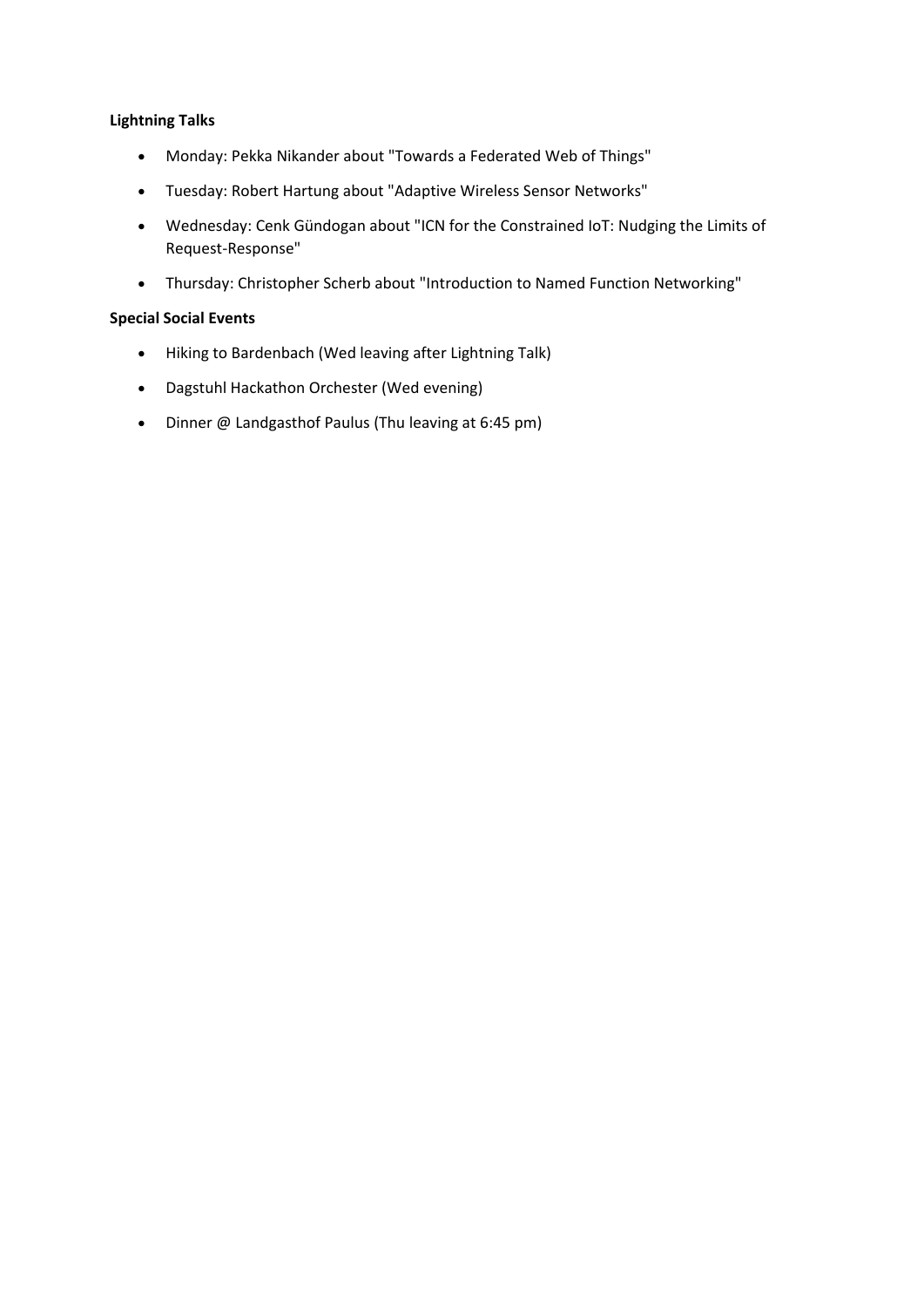**Lightning Talks**

- Monday: Pekka Nikander about "Towards a Federated Web of Things"
- Tuesday: Robert Hartung about "Adaptive Wireless Sensor Networks"
- Wednesday: Cenk Gündogan about "ICN for the Constrained IoT: Nudging the Limits of Request-Response"
- Thursday: Christopher Scherb about "Introduction to Named Function Networking"

**Special Social Events**

- Hiking to Bardenbach (Wed leaving after Lightning Talk)
- Dagstuhl Hackathon Orchester (Wed evening)
- Dinner @ Landgasthof Paulus (Thu leaving at 6:45 pm)